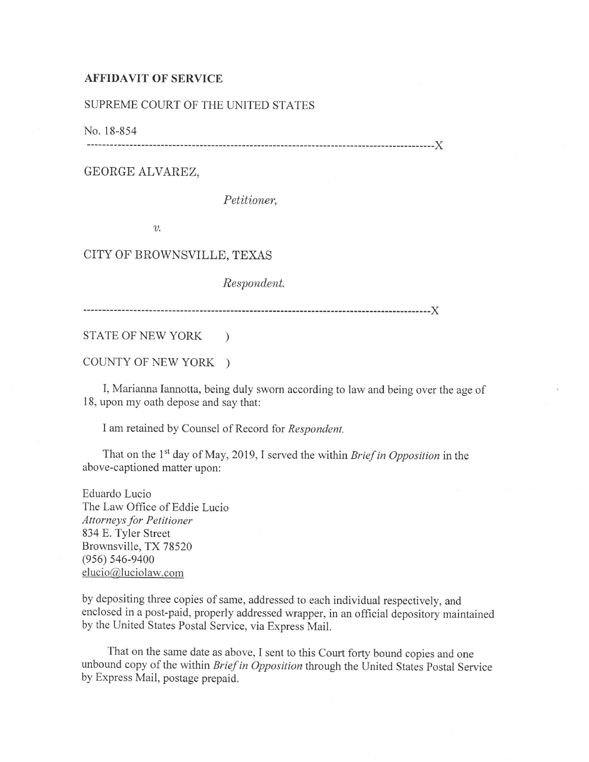**AFFIDAVIT OF SERVICE**

SUPREME COURT OF THE UNITED STATES

No. 18-854

------------------------------------------------------------------------------------------X

GEORGE ALVAREZ,

*Petitioner,*

*v.*

CITY OF BROWNSVILLE, TEXAS

*Respondent.*

------------------------------------------------------------------------------------------X

STATE OF NEW YORK )

COUNTY OF NEW YORK )

I, Marianna Iannotta, being duly sworn according to law and being over the age of 18, upon my oath depose and say that:

I am retained by Counsel of Record for *Respondent.*

That on the 1st day of May, 2019, I served the within *Brief in Opposition* in the above-captioned matter upon:

Eduardo Lucio
The Law Office of Eddie Lucio
*Attorneys for Petitioner*
834 E. Tyler Street
Brownsville, TX 78520
(956) 546-9400
elucio@luciolaw.com

by depositing three copies of same, addressed to each individual respectively, and enclosed in a post-paid, properly addressed wrapper, in an official depository maintained by the United States Postal Service, via Express Mail.

That on the same date as above, I sent to this Court forty bound copies and one unbound copy of the within *Brief in Opposition* through the United States Postal Service by Express Mail, postage prepaid.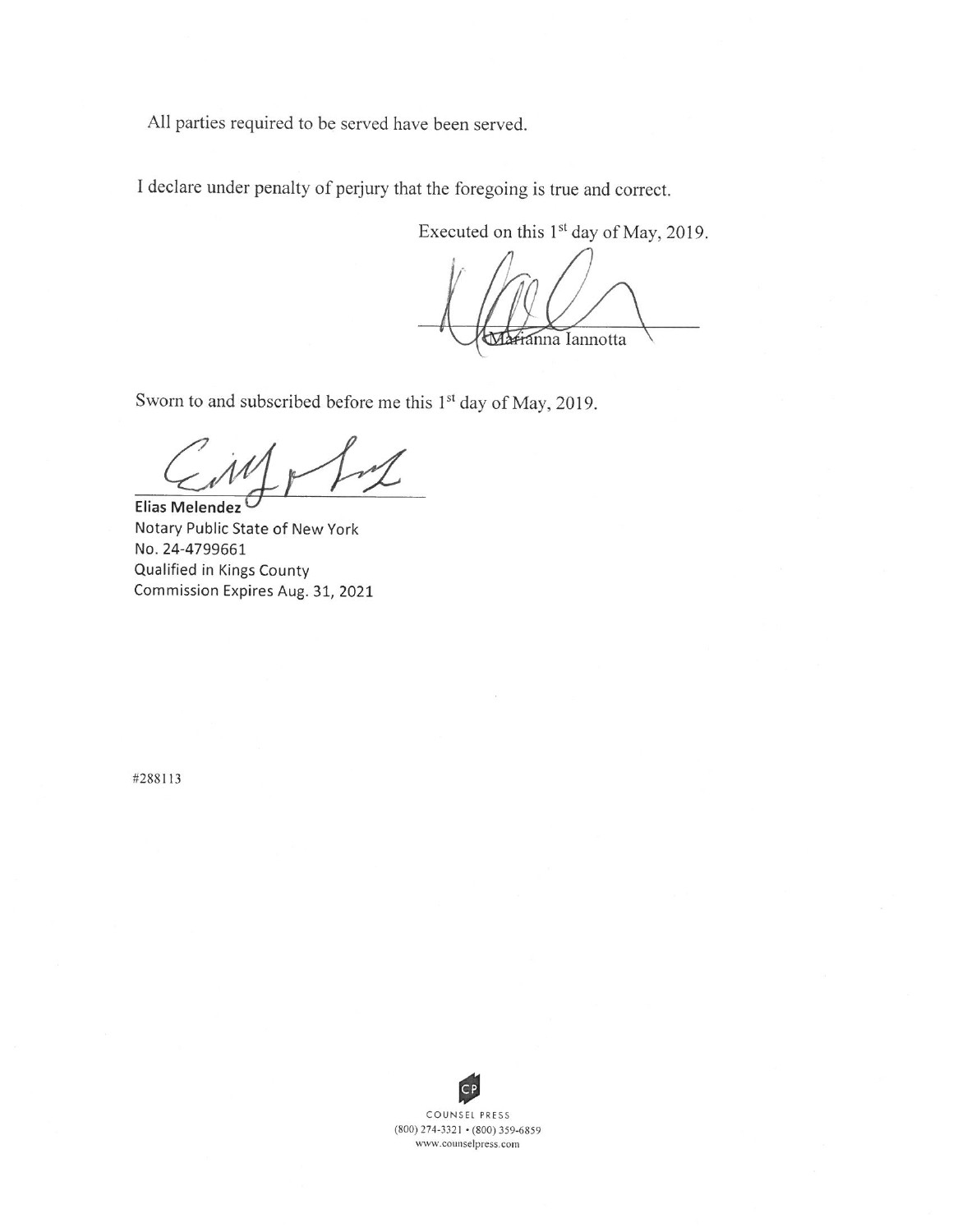All parties required to be served have been served.

I declare under penalty of perjury that the foregoing is true and correct.

Executed on this 1st day of May, 2019.

Marianna Iannotta

Sworn to and subscribed before me this 1st day of May, 2019.

**Elias Melendez**
Notary Public State of New York
No. 24-4799661
Qualified in Kings County
Commission Expires Aug. 31, 2021

#288113

COUNSEL PRESS
(800) 274-3321 • (800) 359-6859
www.counselpress.com